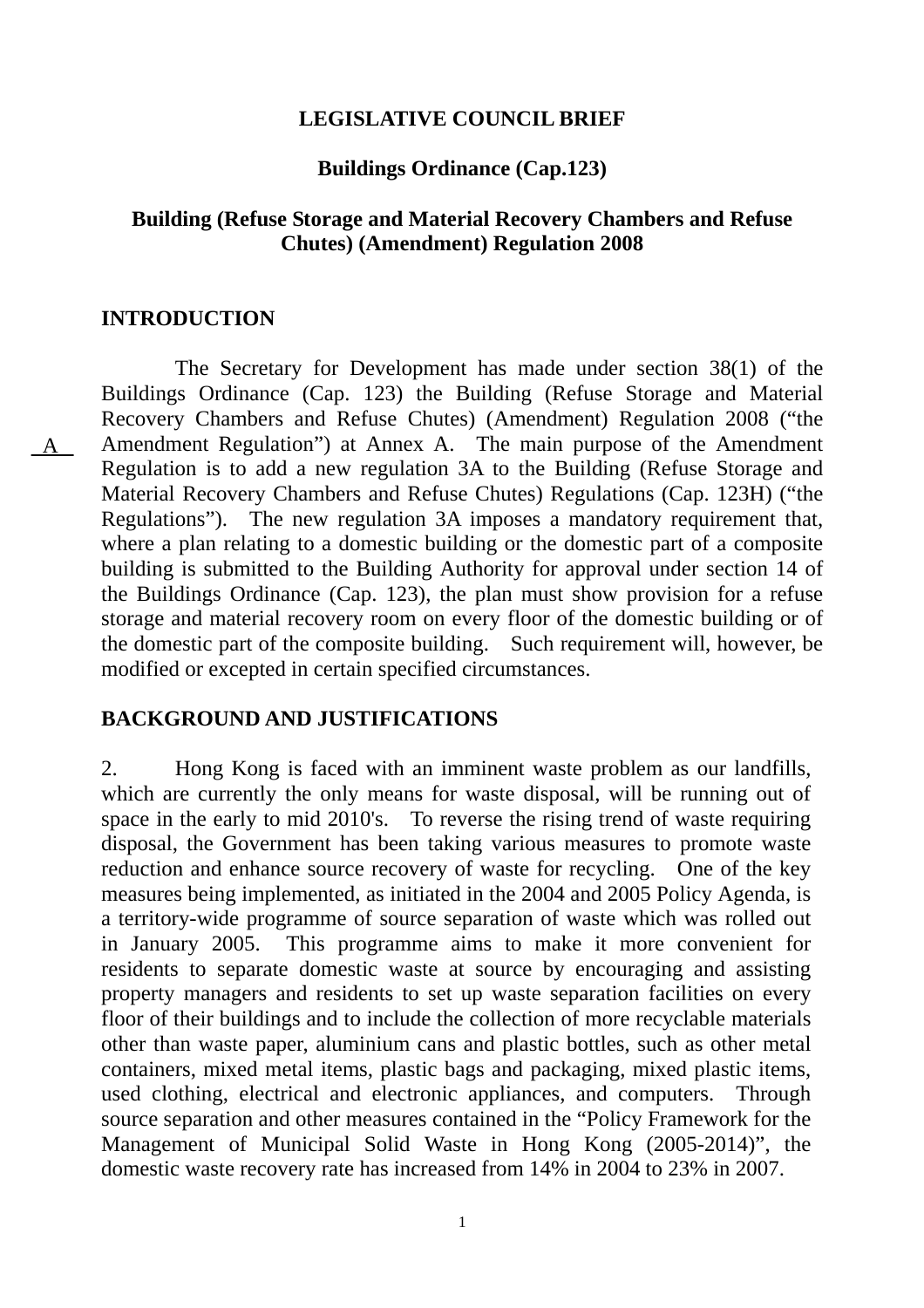**LEGISLATIVE COUNCIL BRIEF**

**Buildings Ordinance (Cap.123)**

**Building (Refuse Storage and Material Recovery Chambers and Refuse Chutes) (Amendment) Regulation 2008**

**INTRODUCTION**

A

The Secretary for Development has made under section 38(1) of the Buildings Ordinance (Cap. 123) the Building (Refuse Storage and Material Recovery Chambers and Refuse Chutes) (Amendment) Regulation 2008 ("the Amendment Regulation") at Annex A. The main purpose of the Amendment Regulation is to add a new regulation 3A to the Building (Refuse Storage and Material Recovery Chambers and Refuse Chutes) Regulations (Cap. 123H) ("the Regulations"). The new regulation 3A imposes a mandatory requirement that, where a plan relating to a domestic building or the domestic part of a composite building is submitted to the Building Authority for approval under section 14 of the Buildings Ordinance (Cap. 123), the plan must show provision for a refuse storage and material recovery room on every floor of the domestic building or of the domestic part of the composite building. Such requirement will, however, be modified or excepted in certain specified circumstances.

**BACKGROUND AND JUSTIFICATIONS**

2. Hong Kong is faced with an imminent waste problem as our landfills, which are currently the only means for waste disposal, will be running out of space in the early to mid 2010's. To reverse the rising trend of waste requiring disposal, the Government has been taking various measures to promote waste reduction and enhance source recovery of waste for recycling. One of the key measures being implemented, as initiated in the 2004 and 2005 Policy Agenda, is a territory-wide programme of source separation of waste which was rolled out in January 2005. This programme aims to make it more convenient for residents to separate domestic waste at source by encouraging and assisting property managers and residents to set up waste separation facilities on every floor of their buildings and to include the collection of more recyclable materials other than waste paper, aluminium cans and plastic bottles, such as other metal containers, mixed metal items, plastic bags and packaging, mixed plastic items, used clothing, electrical and electronic appliances, and computers. Through source separation and other measures contained in the "Policy Framework for the Management of Municipal Solid Waste in Hong Kong (2005-2014)", the domestic waste recovery rate has increased from 14% in 2004 to 23% in 2007.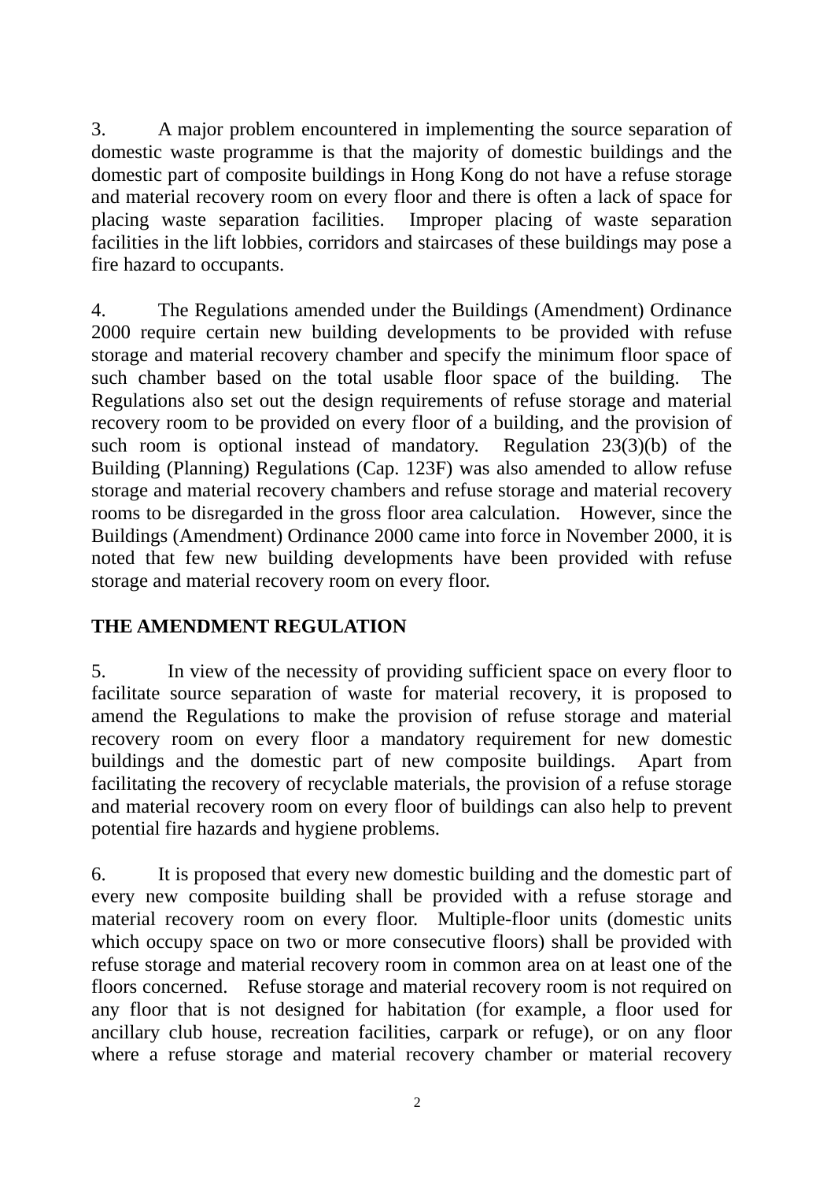3. A major problem encountered in implementing the source separation of domestic waste programme is that the majority of domestic buildings and the domestic part of composite buildings in Hong Kong do not have a refuse storage and material recovery room on every floor and there is often a lack of space for placing waste separation facilities. Improper placing of waste separation facilities in the lift lobbies, corridors and staircases of these buildings may pose a fire hazard to occupants.

4. The Regulations amended under the Buildings (Amendment) Ordinance 2000 require certain new building developments to be provided with refuse storage and material recovery chamber and specify the minimum floor space of such chamber based on the total usable floor space of the building. The Regulations also set out the design requirements of refuse storage and material recovery room to be provided on every floor of a building, and the provision of such room is optional instead of mandatory. Regulation 23(3)(b) of the Building (Planning) Regulations (Cap. 123F) was also amended to allow refuse storage and material recovery chambers and refuse storage and material recovery rooms to be disregarded in the gross floor area calculation. However, since the Buildings (Amendment) Ordinance 2000 came into force in November 2000, it is noted that few new building developments have been provided with refuse storage and material recovery room on every floor.

## THE AMENDMENT REGULATION

5. In view of the necessity of providing sufficient space on every floor to facilitate source separation of waste for material recovery, it is proposed to amend the Regulations to make the provision of refuse storage and material recovery room on every floor a mandatory requirement for new domestic buildings and the domestic part of new composite buildings. Apart from facilitating the recovery of recyclable materials, the provision of a refuse storage and material recovery room on every floor of buildings can also help to prevent potential fire hazards and hygiene problems.

6. It is proposed that every new domestic building and the domestic part of every new composite building shall be provided with a refuse storage and material recovery room on every floor. Multiple-floor units (domestic units which occupy space on two or more consecutive floors) shall be provided with refuse storage and material recovery room in common area on at least one of the floors concerned. Refuse storage and material recovery room is not required on any floor that is not designed for habitation (for example, a floor used for ancillary club house, recreation facilities, carpark or refuge), or on any floor where a refuse storage and material recovery chamber or material recovery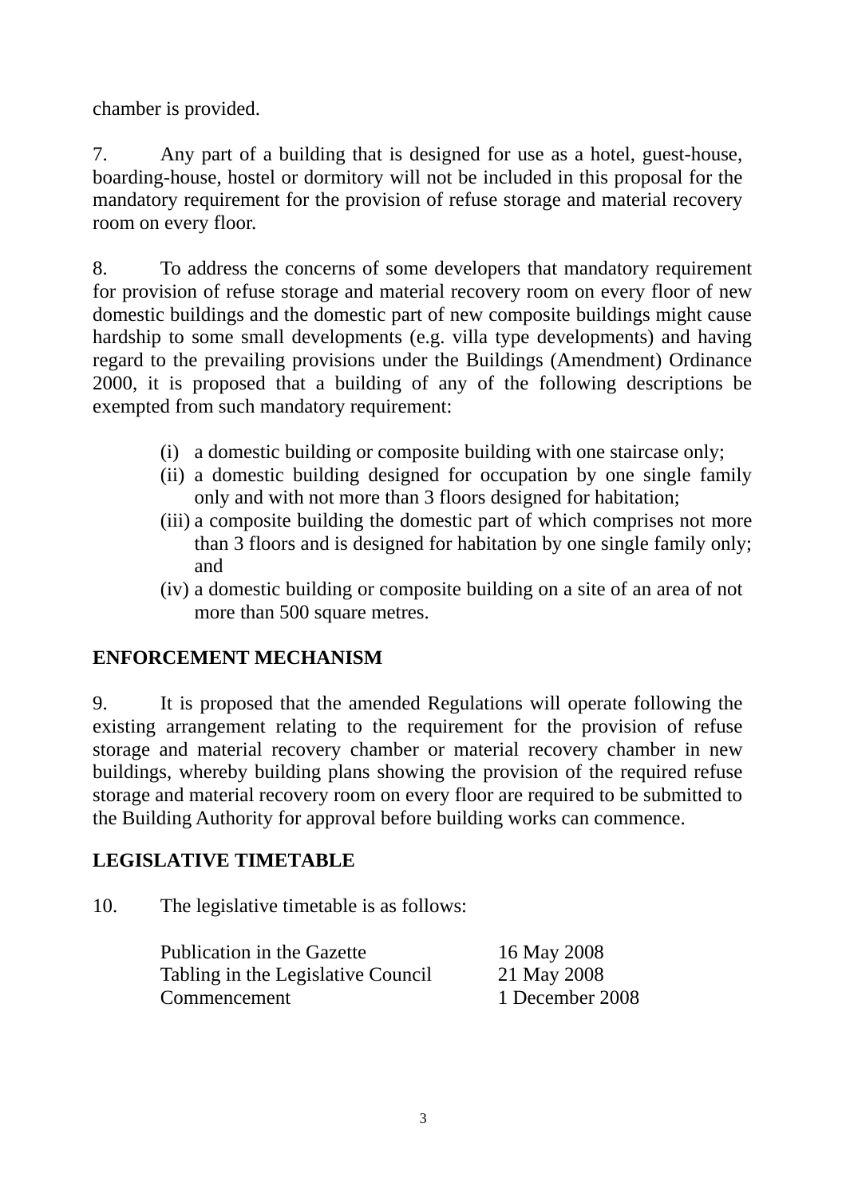chamber is provided.

7. Any part of a building that is designed for use as a hotel, guest-house, boarding-house, hostel or dormitory will not be included in this proposal for the mandatory requirement for the provision of refuse storage and material recovery room on every floor.

8. To address the concerns of some developers that mandatory requirement for provision of refuse storage and material recovery room on every floor of new domestic buildings and the domestic part of new composite buildings might cause hardship to some small developments (e.g. villa type developments) and having regard to the prevailing provisions under the Buildings (Amendment) Ordinance 2000, it is proposed that a building of any of the following descriptions be exempted from such mandatory requirement:

(i) a domestic building or composite building with one staircase only;
(ii) a domestic building designed for occupation by one single family only and with not more than 3 floors designed for habitation;
(iii) a composite building the domestic part of which comprises not more than 3 floors and is designed for habitation by one single family only; and
(iv) a domestic building or composite building on a site of an area of not more than 500 square metres.

## ENFORCEMENT MECHANISM

9. It is proposed that the amended Regulations will operate following the existing arrangement relating to the requirement for the provision of refuse storage and material recovery chamber or material recovery chamber in new buildings, whereby building plans showing the provision of the required refuse storage and material recovery room on every floor are required to be submitted to the Building Authority for approval before building works can commence.

## LEGISLATIVE TIMETABLE

10. The legislative timetable is as follows:

| | |
|---|---|
| Publication in the Gazette | 16 May 2008 |
| Tabling in the Legislative Council | 21 May 2008 |
| Commencement | 1 December 2008 |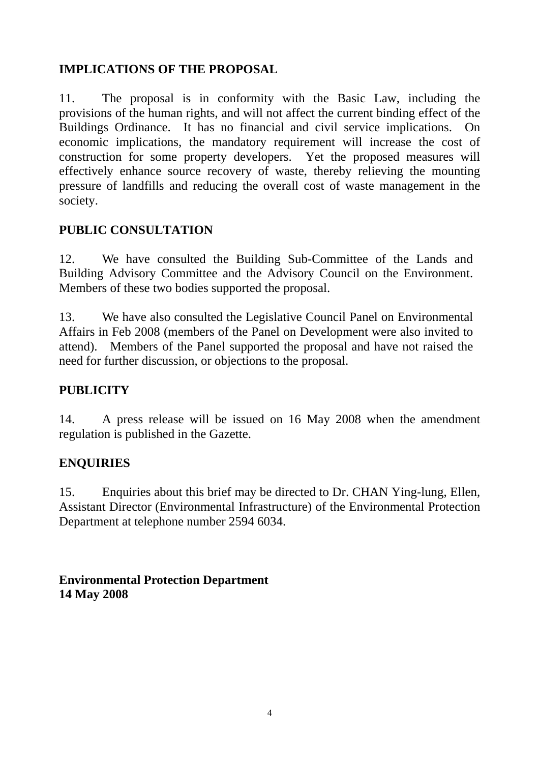## IMPLICATIONS OF THE PROPOSAL

11. The proposal is in conformity with the Basic Law, including the provisions of the human rights, and will not affect the current binding effect of the Buildings Ordinance. It has no financial and civil service implications. On economic implications, the mandatory requirement will increase the cost of construction for some property developers. Yet the proposed measures will effectively enhance source recovery of waste, thereby relieving the mounting pressure of landfills and reducing the overall cost of waste management in the society.

## PUBLIC CONSULTATION

12. We have consulted the Building Sub-Committee of the Lands and Building Advisory Committee and the Advisory Council on the Environment. Members of these two bodies supported the proposal.

13. We have also consulted the Legislative Council Panel on Environmental Affairs in Feb 2008 (members of the Panel on Development were also invited to attend). Members of the Panel supported the proposal and have not raised the need for further discussion, or objections to the proposal.

## PUBLICITY

14. A press release will be issued on 16 May 2008 when the amendment regulation is published in the Gazette.

## ENQUIRIES

15. Enquiries about this brief may be directed to Dr. CHAN Ying-lung, Ellen, Assistant Director (Environmental Infrastructure) of the Environmental Protection Department at telephone number 2594 6034.

**Environmental Protection Department**
**14 May 2008**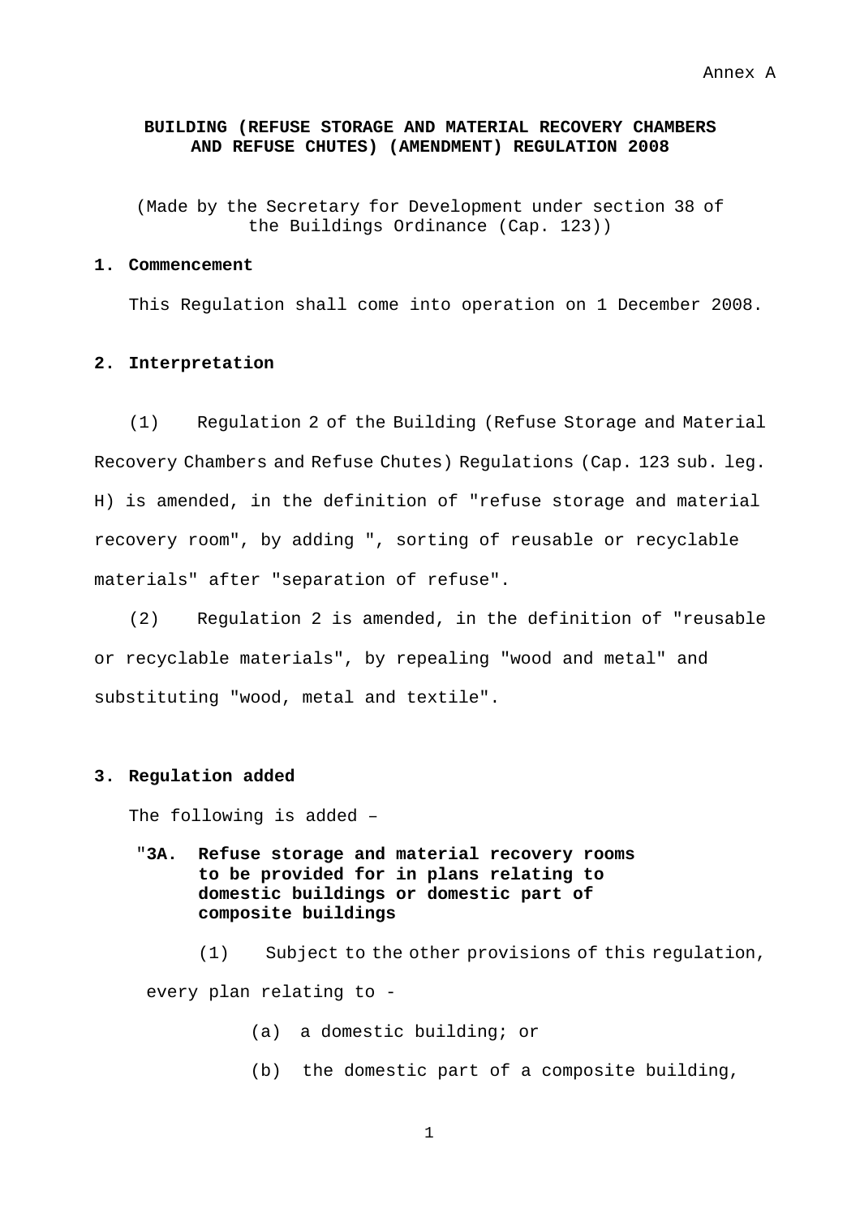Annex A

**BUILDING (REFUSE STORAGE AND MATERIAL RECOVERY CHAMBERS AND REFUSE CHUTES) (AMENDMENT) REGULATION 2008**

(Made by the Secretary for Development under section 38 of the Buildings Ordinance (Cap. 123))

**1. Commencement**

This Regulation shall come into operation on 1 December 2008.

**2. Interpretation**

(1) Regulation 2 of the Building (Refuse Storage and Material Recovery Chambers and Refuse Chutes) Regulations (Cap. 123 sub. leg. H) is amended, in the definition of "refuse storage and material recovery room", by adding ", sorting of reusable or recyclable materials" after "separation of refuse".

(2) Regulation 2 is amended, in the definition of "reusable or recyclable materials", by repealing "wood and metal" and substituting "wood, metal and textile".

**3. Regulation added**

The following is added –

"**3A. Refuse storage and material recovery rooms to be provided for in plans relating to domestic buildings or domestic part of composite buildings**

(1) Subject to the other provisions of this regulation, every plan relating to -

(a) a domestic building; or

(b) the domestic part of a composite building,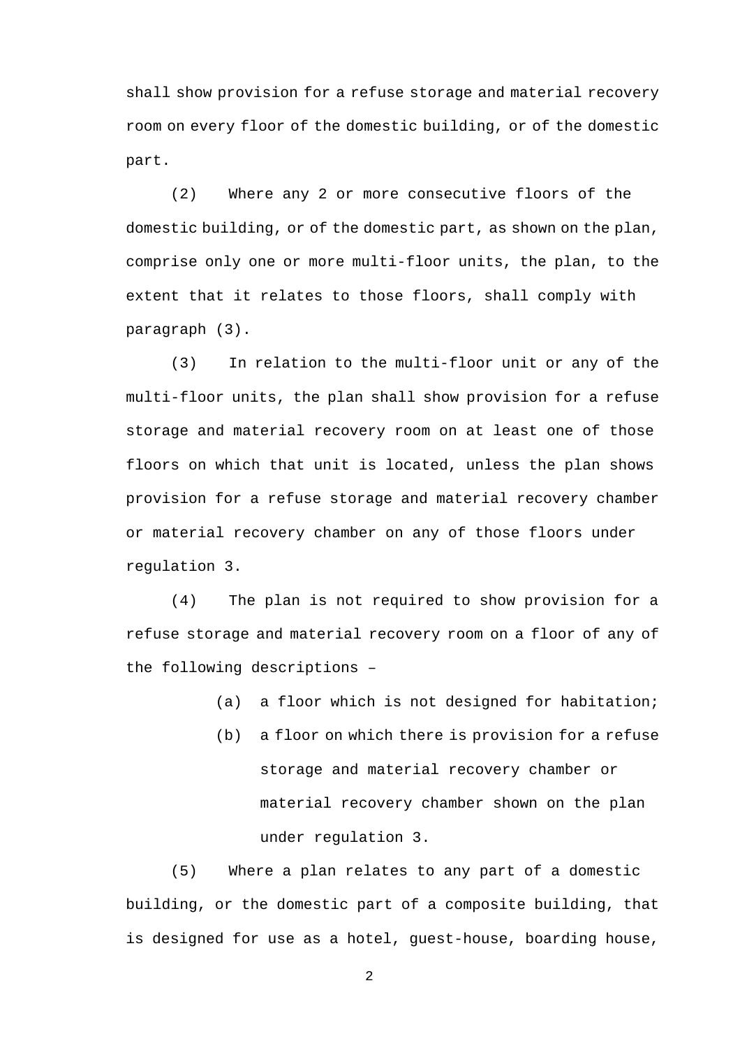shall show provision for a refuse storage and material recovery room on every floor of the domestic building, or of the domestic part.

(2) Where any 2 or more consecutive floors of the domestic building, or of the domestic part, as shown on the plan, comprise only one or more multi-floor units, the plan, to the extent that it relates to those floors, shall comply with paragraph (3).

(3) In relation to the multi-floor unit or any of the multi-floor units, the plan shall show provision for a refuse storage and material recovery room on at least one of those floors on which that unit is located, unless the plan shows provision for a refuse storage and material recovery chamber or material recovery chamber on any of those floors under regulation 3.

(4) The plan is not required to show provision for a refuse storage and material recovery room on a floor of any of the following descriptions –

- (a) a floor which is not designed for habitation;
- (b) a floor on which there is provision for a refuse storage and material recovery chamber or material recovery chamber shown on the plan under regulation 3.

(5) Where a plan relates to any part of a domestic building, or the domestic part of a composite building, that is designed for use as a hotel, guest-house, boarding house,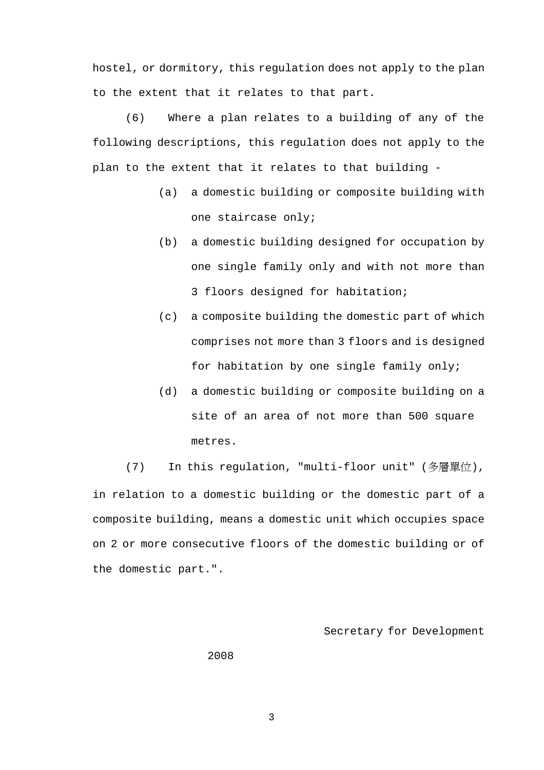hostel, or dormitory, this regulation does not apply to the plan to the extent that it relates to that part.

(6) Where a plan relates to a building of any of the following descriptions, this regulation does not apply to the plan to the extent that it relates to that building -

(a) a domestic building or composite building with one staircase only;

(b) a domestic building designed for occupation by one single family only and with not more than 3 floors designed for habitation;

(c) a composite building the domestic part of which comprises not more than 3 floors and is designed for habitation by one single family only;

(d) a domestic building or composite building on a site of an area of not more than 500 square metres.

(7) In this regulation, "multi-floor unit" (多層單位), in relation to a domestic building or the domestic part of a composite building, means a domestic unit which occupies space on 2 or more consecutive floors of the domestic building or of the domestic part.".

Secretary for Development

2008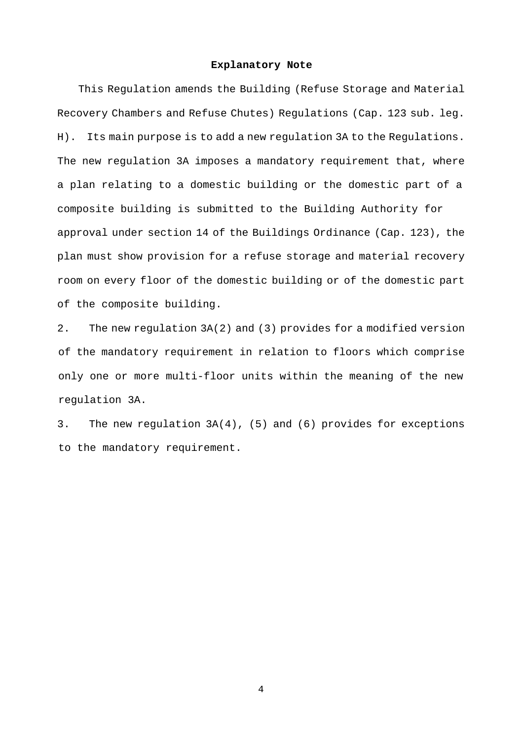## Explanatory Note

This Regulation amends the Building (Refuse Storage and Material Recovery Chambers and Refuse Chutes) Regulations (Cap. 123 sub. leg. H). Its main purpose is to add a new regulation 3A to the Regulations. The new regulation 3A imposes a mandatory requirement that, where a plan relating to a domestic building or the domestic part of a composite building is submitted to the Building Authority for approval under section 14 of the Buildings Ordinance (Cap. 123), the plan must show provision for a refuse storage and material recovery room on every floor of the domestic building or of the domestic part of the composite building.

2. The new regulation 3A(2) and (3) provides for a modified version of the mandatory requirement in relation to floors which comprise only one or more multi-floor units within the meaning of the new regulation 3A.

3. The new regulation 3A(4), (5) and (6) provides for exceptions to the mandatory requirement.